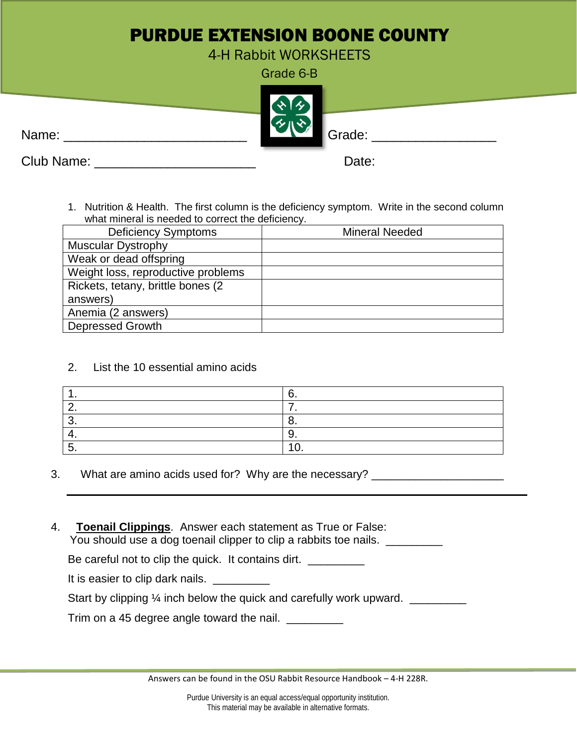# PURDUE EXTENSION BOONE COUNTY

## 4-H Rabbit WORKSHEETS

Grade 6-B

Name: _________________________ Grade: _________________

Club Name: ______________________ Date:

1. Nutrition & Health. The first column is the deficiency symptom. Write in the second column what mineral is needed to correct the deficiency.

| Deficiency Symptoms | Mineral Needed |
|---|---|
| Muscular Dystrophy | |
| Weak or dead offspring | |
| Weight loss, reproductive problems | |
| Rickets, tetany, brittle bones (2 answers) | |
| Anemia (2 answers) | |
| Depressed Growth | |

2. List the 10 essential amino acids

| 1. | 6. |
|---|---|
| 2. | 7. |
| 3. | 8. |
| 4. | 9. |
| 5. | 10. |

3. What are amino acids used for? Why are the necessary? ____________________

_____________________________________________________________________

4. **Toenail Clippings**. Answer each statement as True or False:

You should use a dog toenail clipper to clip a rabbits toe nails. _________

Be careful not to clip the quick. It contains dirt. _________

It is easier to clip dark nails. _________

Start by clipping ¼ inch below the quick and carefully work upward. _________

Trim on a 45 degree angle toward the nail. _________

Answers can be found in the OSU Rabbit Resource Handbook – 4-H 228R.

Purdue University is an equal access/equal opportunity institution.
This material may be available in alternative formats.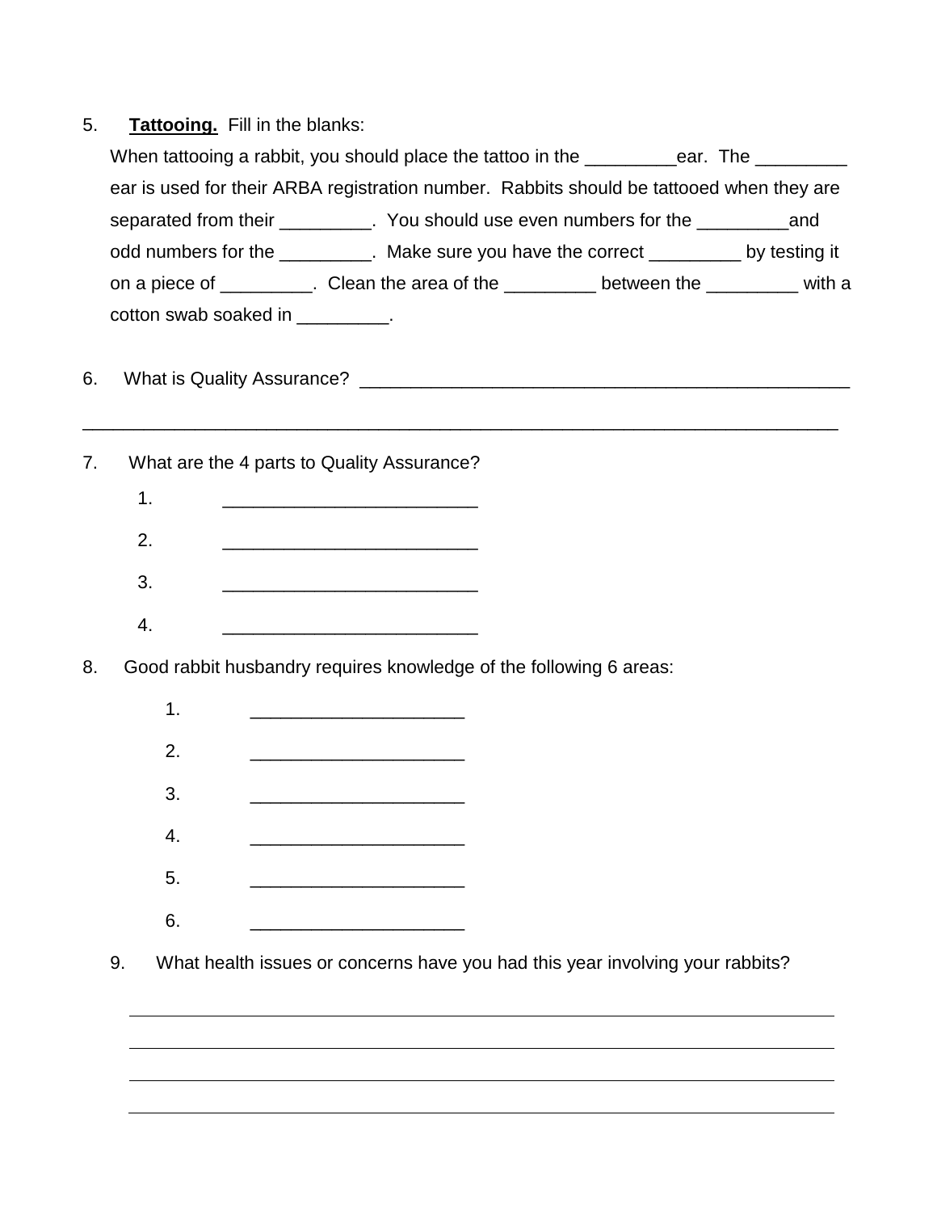5. **Tattooing.** Fill in the blanks:

When tattooing a rabbit, you should place the tattoo in the _________ear. The _________ ear is used for their ARBA registration number. Rabbits should be tattooed when they are separated from their _________. You should use even numbers for the _________and odd numbers for the _________. Make sure you have the correct _________ by testing it on a piece of _________. Clean the area of the _________ between the _________ with a cotton swab soaked in _________.

6. What is Quality Assurance? __________________________________________________

___________________________________________________________________________

7. What are the 4 parts to Quality Assurance?

   1. _________________________
   2. _________________________
   3. _________________________
   4. _________________________

8. Good rabbit husbandry requires knowledge of the following 6 areas:

   1. _____________________
   2. _____________________
   3. _____________________
   4. _____________________
   5. _____________________
   6. _____________________

9. What health issues or concerns have you had this year involving your rabbits?

___________________________________________________________________________

___________________________________________________________________________

___________________________________________________________________________

___________________________________________________________________________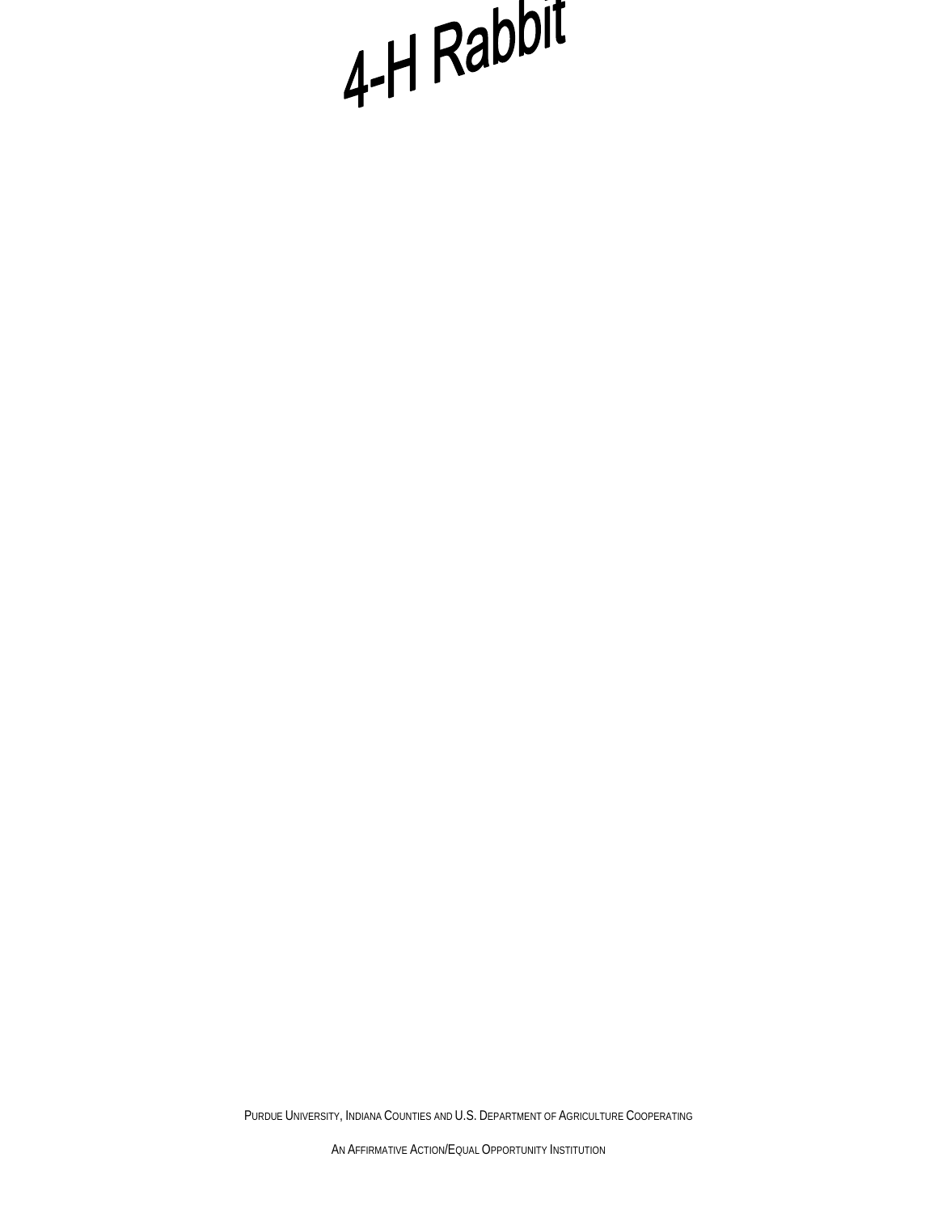# 4-H Rabbit

PURDUE UNIVERSITY, INDIANA COUNTIES AND U.S. DEPARTMENT OF AGRICULTURE COOPERATING

AN AFFIRMATIVE ACTION/EQUAL OPPORTUNITY INSTITUTION